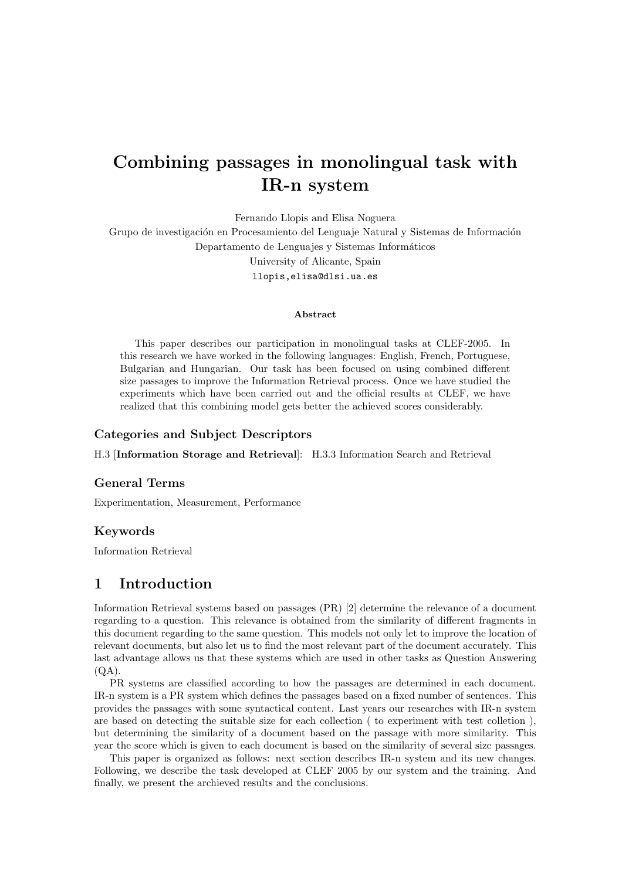# Combining passages in monolingual task with IR-n system

Fernando Llopis and Elisa Noguera
Grupo de investigación en Procesamiento del Lenguaje Natural y Sistemas de Información
Departamento de Lenguajes y Sistemas Informáticos
University of Alicante, Spain
llopis,elisa@dlsi.ua.es

**Abstract**

This paper describes our participation in monolingual tasks at CLEF-2005. In this research we have worked in the following languages: English, French, Portuguese, Bulgarian and Hungarian. Our task has been focused on using combined different size passages to improve the Information Retrieval process. Once we have studied the experiments which have been carried out and the official results at CLEF, we have realized that this combining model gets better the achieved scores considerably.

### Categories and Subject Descriptors

H.3 [**Information Storage and Retrieval**]: H.3.3 Information Search and Retrieval

### General Terms

Experimentation, Measurement, Performance

### Keywords

Information Retrieval

## 1 Introduction

Information Retrieval systems based on passages (PR) [2] determine the relevance of a document regarding to a question. This relevance is obtained from the similarity of different fragments in this document regarding to the same question. This models not only let to improve the location of relevant documents, but also let us to find the most relevant part of the document accurately. This last advantage allows us that these systems which are used in other tasks as Question Answering (QA).

PR systems are classified according to how the passages are determined in each document. IR-n system is a PR system which defines the passages based on a fixed number of sentences. This provides the passages with some syntactical content. Last years our researches with IR-n system are based on detecting the suitable size for each collection ( to experiment with test colletion ), but determining the similarity of a document based on the passage with more similarity. This year the score which is given to each document is based on the similarity of several size passages.

This paper is organized as follows: next section describes IR-n system and its new changes. Following, we describe the task developed at CLEF 2005 by our system and the training. And finally, we present the archieved results and the conclusions.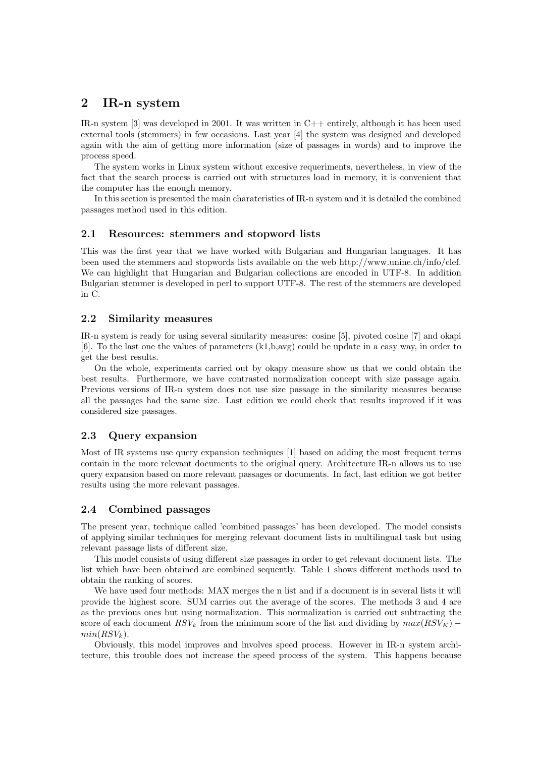## 2 IR-n system

IR-n system [3] was developed in 2001. It was written in C++ entirely, although it has been used external tools (stemmers) in few occasions. Last year [4] the system was designed and developed again with the aim of getting more information (size of passages in words) and to improve the process speed.

The system works in Linux system without excesive requeriments, nevertheless, in view of the fact that the search process is carried out with structures load in memory, it is convenient that the computer has the enough memory.

In this section is presented the main charateristics of IR-n system and it is detailed the combined passages method used in this edition.

### 2.1 Resources: stemmers and stopword lists

This was the first year that we have worked with Bulgarian and Hungarian languages. It has been used the stemmers and stopwords lists available on the web http://www.unine.ch/info/clef. We can highlight that Hungarian and Bulgarian collections are encoded in UTF-8. In addition Bulgarian stemmer is developed in perl to support UTF-8. The rest of the stemmers are developed in C.

### 2.2 Similarity measures

IR-n system is ready for using several similarity measures: cosine [5], pivoted cosine [7] and okapi [6]. To the last one the values of parameters (k1,b,avg) could be update in a easy way, in order to get the best results.

On the whole, experiments carried out by okapy measure show us that we could obtain the best results. Furthermore, we have contrasted normalization concept with size passage again. Previous versions of IR-n system does not use size passage in the similarity measures because all the passages had the same size. Last edition we could check that results improved if it was considered size passages.

### 2.3 Query expansion

Most of IR systems use query expansion techniques [1] based on adding the most frequent terms contain in the more relevant documents to the original query. Architecture IR-n allows us to use query expansion based on more relevant passages or documents. In fact, last edition we got better results using the more relevant passages.

### 2.4 Combined passages

The present year, technique called 'combined passages' has been developed. The model consists of applying similar techniques for merging relevant document lists in multilingual task but using relevant passage lists of different size.

This model consists of using different size passages in order to get relevant document lists. The list which have been obtained are combined sequently. Table 1 shows different methods used to obtain the ranking of scores.

We have used four methods: MAX merges the n list and if a document is in several lists it will provide the highest score. SUM carries out the average of the scores. The methods 3 and 4 are as the previous ones but using normalization. This normalization is carried out subtracting the score of each document $RSV_k$ from the minimum score of the list and dividing by $max(RSV_K) - min(RSV_k)$.

Obviously, this model improves and involves speed process. However in IR-n system architecture, this trouble does not increase the speed process of the system. This happens because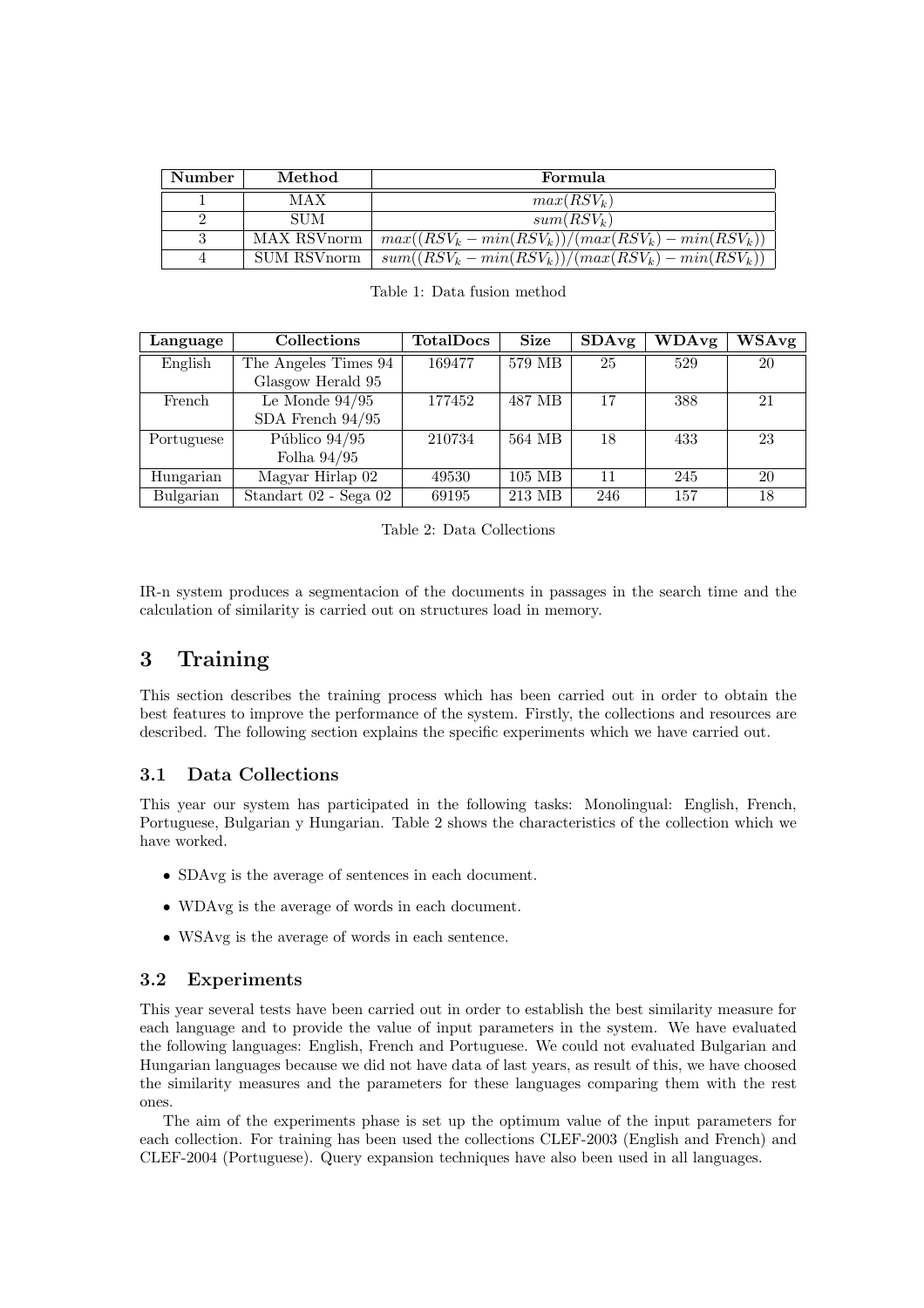| Number | Method | Formula |
|---|---|---|
| 1 | MAX | $max(RSV_k)$ |
| 2 | SUM | $sum(RSV_k)$ |
| 3 | MAX RSVnorm | $max((RSV_k - min(RSV_k))/(max(RSV_k) - min(RSV_k))$ |
| 4 | SUM RSVnorm | $sum((RSV_k - min(RSV_k))/(max(RSV_k) - min(RSV_k))$ |

Table 1: Data fusion method

| Language | Collections | TotalDocs | Size | SDAvg | WDAvg | WSAvg |
|---|---|---|---|---|---|---|
| English | The Angeles Times 94<br>Glasgow Herald 95 | 169477 | 579 MB | 25 | 529 | 20 |
| French | Le Monde 94/95<br>SDA French 94/95 | 177452 | 487 MB | 17 | 388 | 21 |
| Portuguese | Público 94/95<br>Folha 94/95 | 210734 | 564 MB | 18 | 433 | 23 |
| Hungarian | Magyar Hirlap 02 | 49530 | 105 MB | 11 | 245 | 20 |
| Bulgarian | Standart 02 - Sega 02 | 69195 | 213 MB | 246 | 157 | 18 |

Table 2: Data Collections

IR-n system produces a segmentacion of the documents in passages in the search time and the calculation of similarity is carried out on structures load in memory.

# 3 Training

This section describes the training process which has been carried out in order to obtain the best features to improve the performance of the system. Firstly, the collections and resources are described. The following section explains the specific experiments which we have carried out.

## 3.1 Data Collections

This year our system has participated in the following tasks: Monolingual: English, French, Portuguese, Bulgarian y Hungarian. Table 2 shows the characteristics of the collection which we have worked.

- SDAvg is the average of sentences in each document.
- WDAvg is the average of words in each document.
- WSAvg is the average of words in each sentence.

## 3.2 Experiments

This year several tests have been carried out in order to establish the best similarity measure for each language and to provide the value of input parameters in the system. We have evaluated the following languages: English, French and Portuguese. We could not evaluated Bulgarian and Hungarian languages because we did not have data of last years, as result of this, we have choosed the similarity measures and the parameters for these languages comparing them with the rest ones.

The aim of the experiments phase is set up the optimum value of the input parameters for each collection. For training has been used the collections CLEF-2003 (English and French) and CLEF-2004 (Portuguese). Query expansion techniques have also been used in all languages.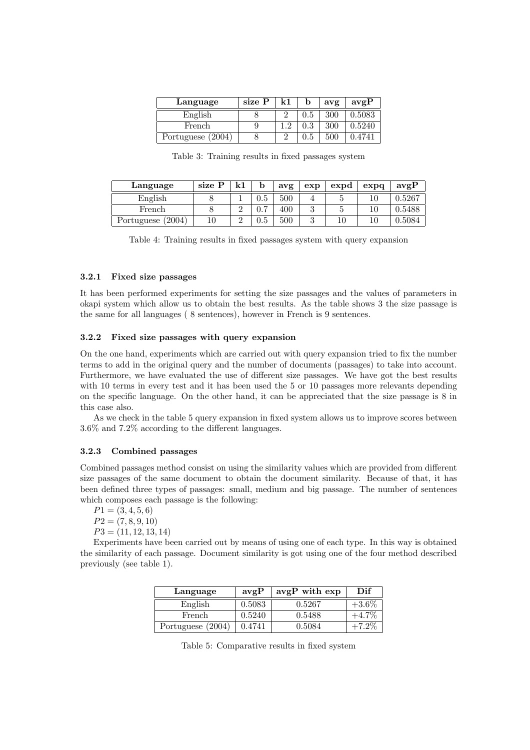| Language | size P | k1 | b | avg | avgP |
| --- | --- | --- | --- | --- | --- |
| English | 8 | 2 | 0.5 | 300 | 0.5083 |
| French | 9 | 1.2 | 0.3 | 300 | 0.5240 |
| Portuguese (2004) | 8 | 2 | 0.5 | 500 | 0.4741 |

Table 3: Training results in fixed passages system

| Language | size P | k1 | b | avg | exp | expd | expq | avgP |
| --- | --- | --- | --- | --- | --- | --- | --- | --- |
| English | 8 | 1 | 0.5 | 500 | 4 | 5 | 10 | 0.5267 |
| French | 8 | 2 | 0.7 | 400 | 3 | 5 | 10 | 0.5488 |
| Portuguese (2004) | 10 | 2 | 0.5 | 500 | 3 | 10 | 10 | 0.5084 |

Table 4: Training results in fixed passages system with query expansion

### 3.2.1 Fixed size passages

It has been performed experiments for setting the size passages and the values of parameters in okapi system which allow us to obtain the best results. As the table shows 3 the size passage is the same for all languages ( 8 sentences), however in French is 9 sentences.

### 3.2.2 Fixed size passages with query expansion

On the one hand, experiments which are carried out with query expansion tried to fix the number terms to add in the original query and the number of documents (passages) to take into account. Furthermore, we have evaluated the use of different size passages. We have got the best results with 10 terms in every test and it has been used the 5 or 10 passages more relevants depending on the specific language. On the other hand, it can be appreciated that the size passage is 8 in this case also.

As we check in the table 5 query expansion in fixed system allows us to improve scores between 3.6% and 7.2% according to the different languages.

### 3.2.3 Combined passages

Combined passages method consist on using the similarity values which are provided from different size passages of the same document to obtain the document similarity. Because of that, it has been defined three types of passages: small, medium and big passage. The number of sentences which composes each passage is the following:

$P1 = (3, 4, 5, 6)$

$P2 = (7, 8, 9, 10)$

$P3 = (11, 12, 13, 14)$

Experiments have been carried out by means of using one of each type. In this way is obtained the similarity of each passage. Document similarity is got using one of the four method described previously (see table 1).

| Language | avgP | avgP with exp | Dif |
| --- | --- | --- | --- |
| English | 0.5083 | 0.5267 | +3.6% |
| French | 0.5240 | 0.5488 | +4.7% |
| Portuguese (2004) | 0.4741 | 0.5084 | +7.2% |

Table 5: Comparative results in fixed system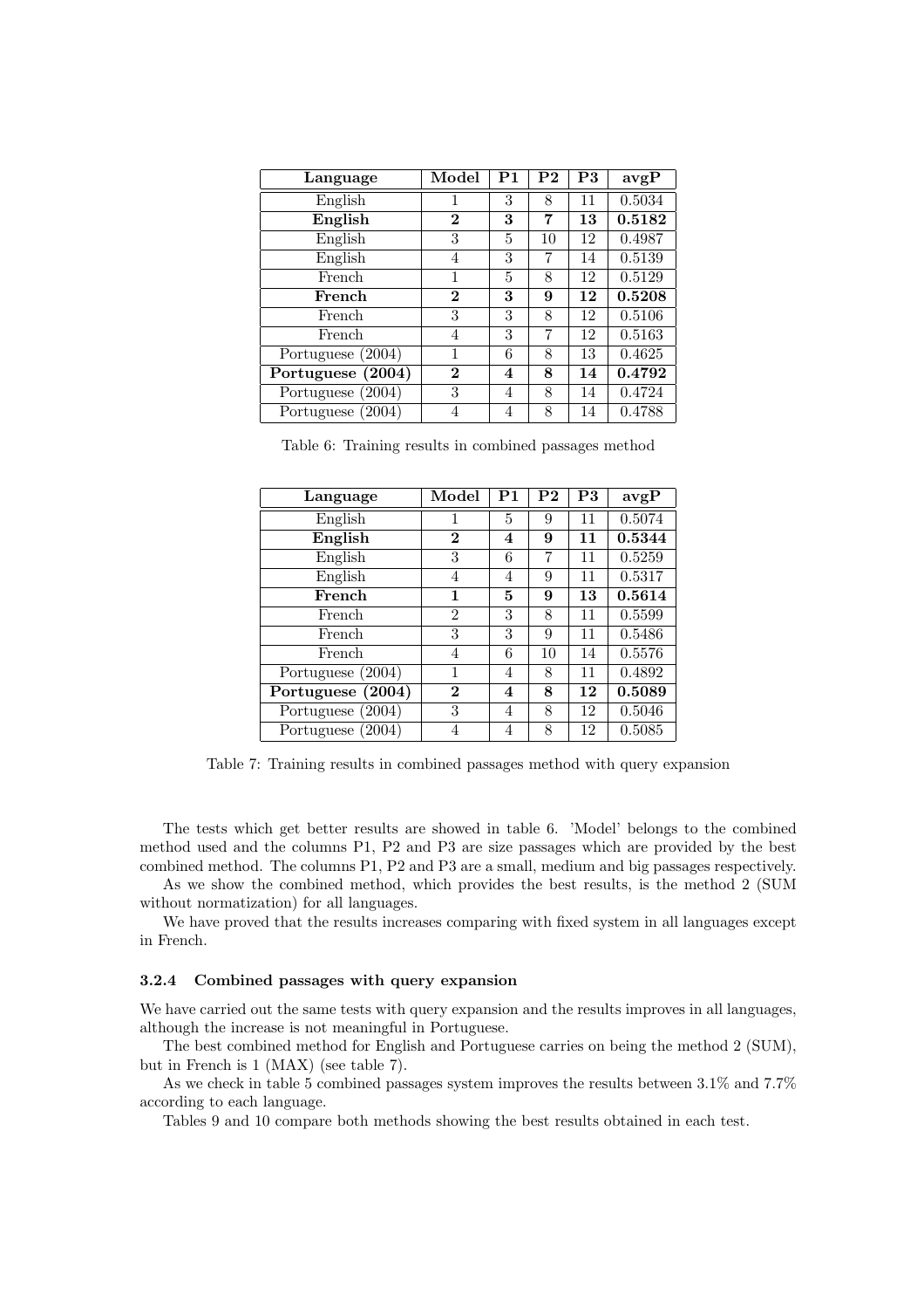| Language | Model | P1 | P2 | P3 | avgP |
|---|---|---|---|---|---|
| English | 1 | 3 | 8 | 11 | 0.5034 |
| **English** | **2** | **3** | **7** | **13** | **0.5182** |
| English | 3 | 5 | 10 | 12 | 0.4987 |
| English | 4 | 3 | 7 | 14 | 0.5139 |
| French | 1 | 5 | 8 | 12 | 0.5129 |
| **French** | **2** | **3** | **9** | **12** | **0.5208** |
| French | 3 | 3 | 8 | 12 | 0.5106 |
| French | 4 | 3 | 7 | 12 | 0.5163 |
| Portuguese (2004) | 1 | 6 | 8 | 13 | 0.4625 |
| **Portuguese (2004)** | **2** | **4** | **8** | **14** | **0.4792** |
| Portuguese (2004) | 3 | 4 | 8 | 14 | 0.4724 |
| Portuguese (2004) | 4 | 4 | 8 | 14 | 0.4788 |

Table 6: Training results in combined passages method

| Language | Model | P1 | P2 | P3 | avgP |
|---|---|---|---|---|---|
| English | 1 | 5 | 9 | 11 | 0.5074 |
| **English** | **2** | **4** | **9** | **11** | **0.5344** |
| English | 3 | 6 | 7 | 11 | 0.5259 |
| English | 4 | 4 | 9 | 11 | 0.5317 |
| **French** | **1** | **5** | **9** | **13** | **0.5614** |
| French | 2 | 3 | 8 | 11 | 0.5599 |
| French | 3 | 3 | 9 | 11 | 0.5486 |
| French | 4 | 6 | 10 | 14 | 0.5576 |
| Portuguese (2004) | 1 | 4 | 8 | 11 | 0.4892 |
| **Portuguese (2004)** | **2** | **4** | **8** | **12** | **0.5089** |
| Portuguese (2004) | 3 | 4 | 8 | 12 | 0.5046 |
| Portuguese (2004) | 4 | 4 | 8 | 12 | 0.5085 |

Table 7: Training results in combined passages method with query expansion

The tests which get better results are showed in table 6. 'Model' belongs to the combined method used and the columns P1, P2 and P3 are size passages which are provided by the best combined method. The columns P1, P2 and P3 are a small, medium and big passages respectively.

As we show the combined method, which provides the best results, is the method 2 (SUM without normatization) for all languages.

We have proved that the results increases comparing with fixed system in all languages except in French.

#### 3.2.4 Combined passages with query expansion

We have carried out the same tests with query expansion and the results improves in all languages, although the increase is not meaningful in Portuguese.

The best combined method for English and Portuguese carries on being the method 2 (SUM), but in French is 1 (MAX) (see table 7).

As we check in table 5 combined passages system improves the results between 3.1% and 7.7% according to each language.

Tables 9 and 10 compare both methods showing the best results obtained in each test.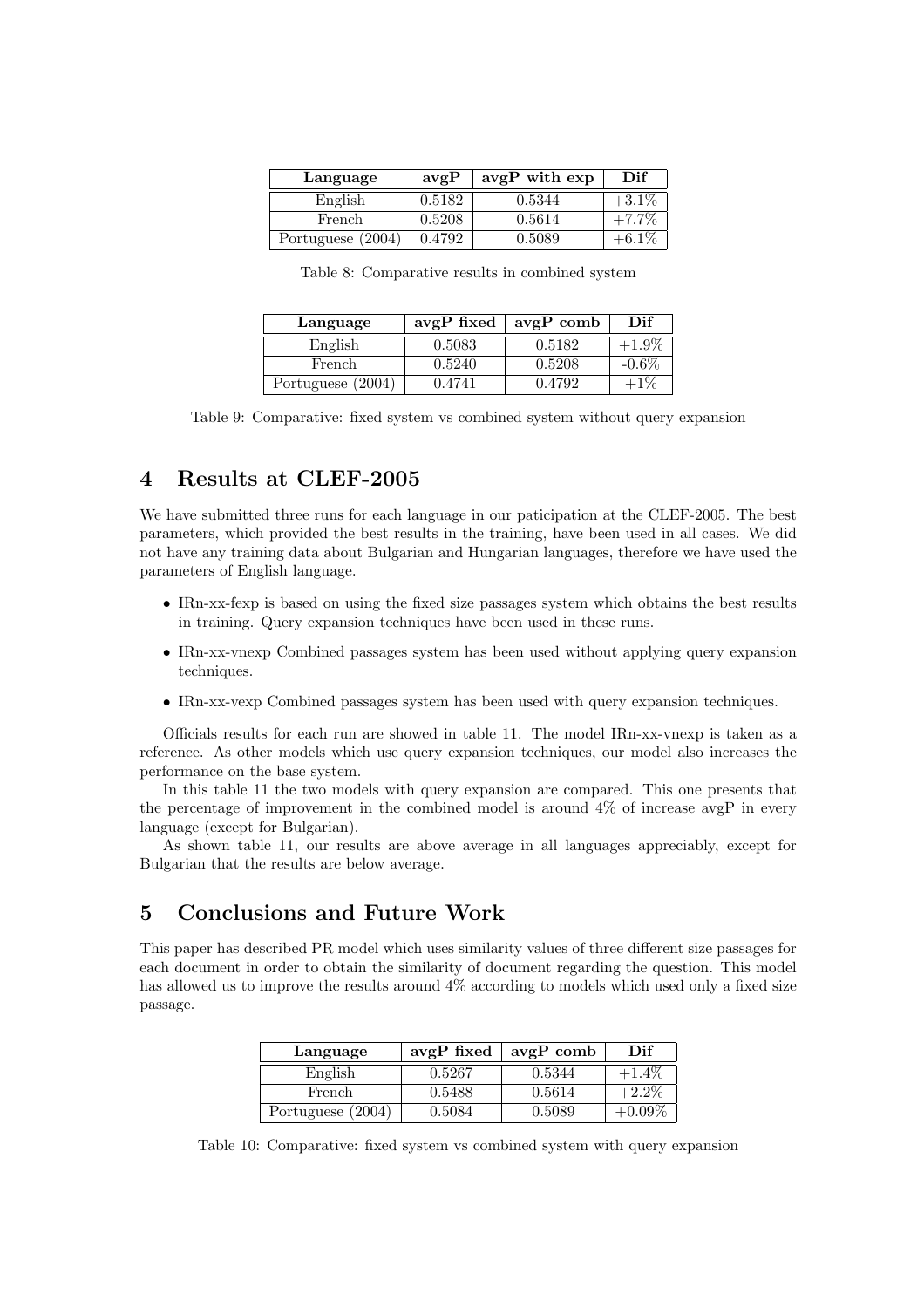| Language | avgP | avgP with exp | Dif |
|---|---|---|---|
| English | 0.5182 | 0.5344 | +3.1% |
| French | 0.5208 | 0.5614 | +7.7% |
| Portuguese (2004) | 0.4792 | 0.5089 | +6.1% |

Table 8: Comparative results in combined system

| Language | avgP fixed | avgP comb | Dif |
|---|---|---|---|
| English | 0.5083 | 0.5182 | +1.9% |
| French | 0.5240 | 0.5208 | -0.6% |
| Portuguese (2004) | 0.4741 | 0.4792 | +1% |

Table 9: Comparative: fixed system vs combined system without query expansion

## 4 Results at CLEF-2005

We have submitted three runs for each language in our paticipation at the CLEF-2005. The best parameters, which provided the best results in the training, have been used in all cases. We did not have any training data about Bulgarian and Hungarian languages, therefore we have used the parameters of English language.

- IRn-xx-fexp is based on using the fixed size passages system which obtains the best results in training. Query expansion techniques have been used in these runs.
- IRn-xx-vnexp Combined passages system has been used without applying query expansion techniques.
- IRn-xx-vexp Combined passages system has been used with query expansion techniques.

Officials results for each run are showed in table 11. The model IRn-xx-vnexp is taken as a reference. As other models which use query expansion techniques, our model also increases the performance on the base system.

In this table 11 the two models with query expansion are compared. This one presents that the percentage of improvement in the combined model is around 4% of increase avgP in every language (except for Bulgarian).

As shown table 11, our results are above average in all languages appreciably, except for Bulgarian that the results are below average.

## 5 Conclusions and Future Work

This paper has described PR model which uses similarity values of three different size passages for each document in order to obtain the similarity of document regarding the question. This model has allowed us to improve the results around 4% according to models which used only a fixed size passage.

| Language | avgP fixed | avgP comb | Dif |
|---|---|---|---|
| English | 0.5267 | 0.5344 | +1.4% |
| French | 0.5488 | 0.5614 | +2.2% |
| Portuguese (2004) | 0.5084 | 0.5089 | +0.09% |

Table 10: Comparative: fixed system vs combined system with query expansion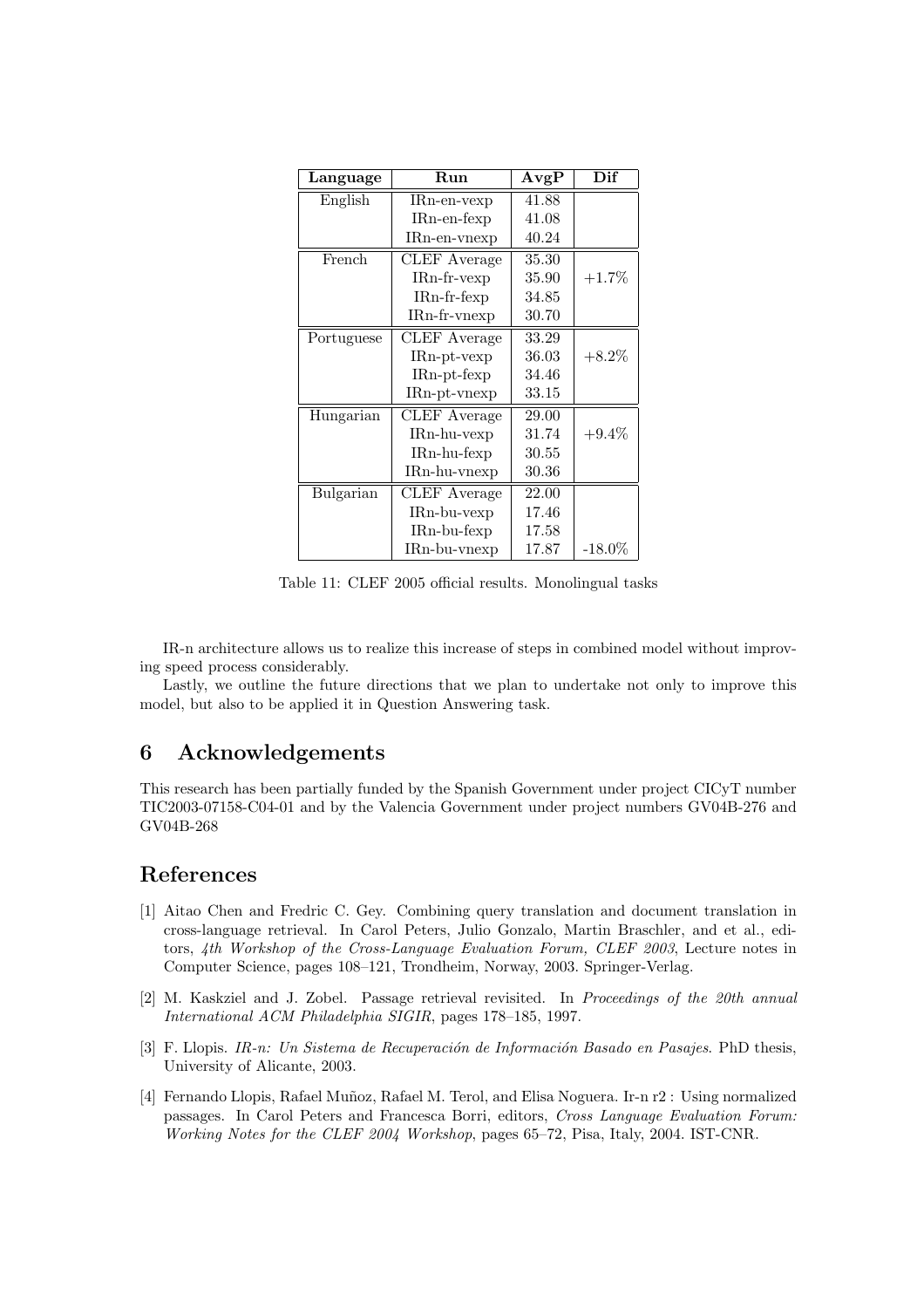| Language | Run | AvgP | Dif |
|---|---|---|---|
| English | IRn-en-vexp | 41.88 | |
| | IRn-en-fexp | 41.08 | |
| | IRn-en-vnexp | 40.24 | |
| French | CLEF Average | 35.30 | |
| | IRn-fr-vexp | 35.90 | +1.7% |
| | IRn-fr-fexp | 34.85 | |
| | IRn-fr-vnexp | 30.70 | |
| Portuguese | CLEF Average | 33.29 | |
| | IRn-pt-vexp | 36.03 | +8.2% |
| | IRn-pt-fexp | 34.46 | |
| | IRn-pt-vnexp | 33.15 | |
| Hungarian | CLEF Average | 29.00 | |
| | IRn-hu-vexp | 31.74 | +9.4% |
| | IRn-hu-fexp | 30.55 | |
| | IRn-hu-vnexp | 30.36 | |
| Bulgarian | CLEF Average | 22.00 | |
| | IRn-bu-vexp | 17.46 | |
| | IRn-bu-fexp | 17.58 | |
| | IRn-bu-vnexp | 17.87 | -18.0% |

Table 11: CLEF 2005 official results. Monolingual tasks

IR-n architecture allows us to realize this increase of steps in combined model without improving speed process considerably.

Lastly, we outline the future directions that we plan to undertake not only to improve this model, but also to be applied it in Question Answering task.

## 6 Acknowledgements

This research has been partially funded by the Spanish Government under project CICyT number TIC2003-07158-C04-01 and by the Valencia Government under project numbers GV04B-276 and GV04B-268

## References

[1] Aitao Chen and Fredric C. Gey. Combining query translation and document translation in cross-language retrieval. In Carol Peters, Julio Gonzalo, Martin Braschler, and et al., editors, *4th Workshop of the Cross-Language Evaluation Forum, CLEF 2003*, Lecture notes in Computer Science, pages 108–121, Trondheim, Norway, 2003. Springer-Verlag.

[2] M. Kaskziel and J. Zobel. Passage retrieval revisited. In *Proceedings of the 20th annual International ACM Philadelphia SIGIR*, pages 178–185, 1997.

[3] F. Llopis. *IR-n: Un Sistema de Recuperación de Información Basado en Pasajes*. PhD thesis, University of Alicante, 2003.

[4] Fernando Llopis, Rafael Muñoz, Rafael M. Terol, and Elisa Noguera. Ir-n r2 : Using normalized passages. In Carol Peters and Francesca Borri, editors, *Cross Language Evaluation Forum: Working Notes for the CLEF 2004 Workshop*, pages 65–72, Pisa, Italy, 2004. IST-CNR.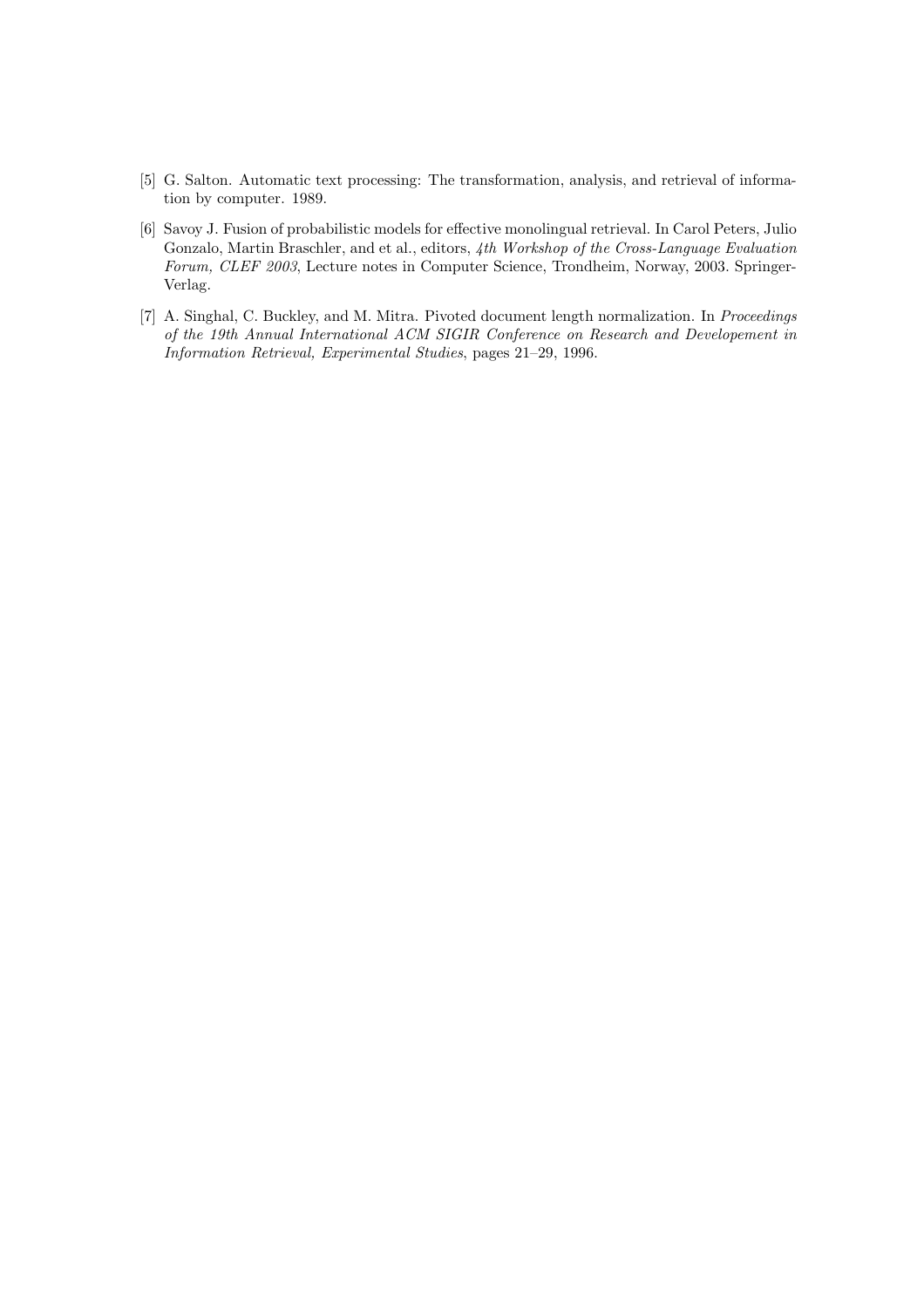[5] G. Salton. Automatic text processing: The transformation, analysis, and retrieval of information by computer. 1989.

[6] Savoy J. Fusion of probabilistic models for effective monolingual retrieval. In Carol Peters, Julio Gonzalo, Martin Braschler, and et al., editors, *4th Workshop of the Cross-Language Evaluation Forum, CLEF 2003*, Lecture notes in Computer Science, Trondheim, Norway, 2003. Springer-Verlag.

[7] A. Singhal, C. Buckley, and M. Mitra. Pivoted document length normalization. In *Proceedings of the 19th Annual International ACM SIGIR Conference on Research and Developement in Information Retrieval, Experimental Studies*, pages 21–29, 1996.